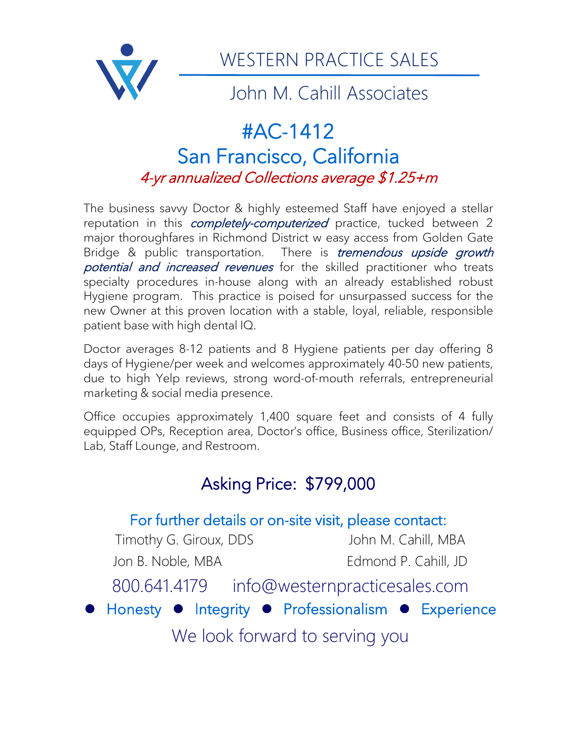# WESTERN PRACTICE SALES

## John M. Cahill Associates

# #AC-1412

# San Francisco, California

*4-yr annualized Collections average $1.25+m*

The business savvy Doctor & highly esteemed Staff have enjoyed a stellar reputation in this *completely-computerized* practice, tucked between 2 major thoroughfares in Richmond District w easy access from Golden Gate Bridge & public transportation. There is *tremendous upside growth potential and increased revenues* for the skilled practitioner who treats specialty procedures in-house along with an already established robust Hygiene program. This practice is poised for unsurpassed success for the new Owner at this proven location with a stable, loyal, reliable, responsible patient base with high dental IQ.

Doctor averages 8-12 patients and 8 Hygiene patients per day offering 8 days of Hygiene/per week and welcomes approximately 40-50 new patients, due to high Yelp reviews, strong word-of-mouth referrals, entrepreneurial marketing & social media presence.

Office occupies approximately 1,400 square feet and consists of 4 fully equipped OPs, Reception area, Doctor's office, Business office, Sterilization/ Lab, Staff Lounge, and Restroom.

## Asking Price: $799,000

For further details or on-site visit, please contact:

Timothy G. Giroux, DDS
John M. Cahill, MBA
Jon B. Noble, MBA
Edmond P. Cahill, JD

800.641.4179 info@westernpracticesales.com

● Honesty ● Integrity ● Professionalism ● Experience

We look forward to serving you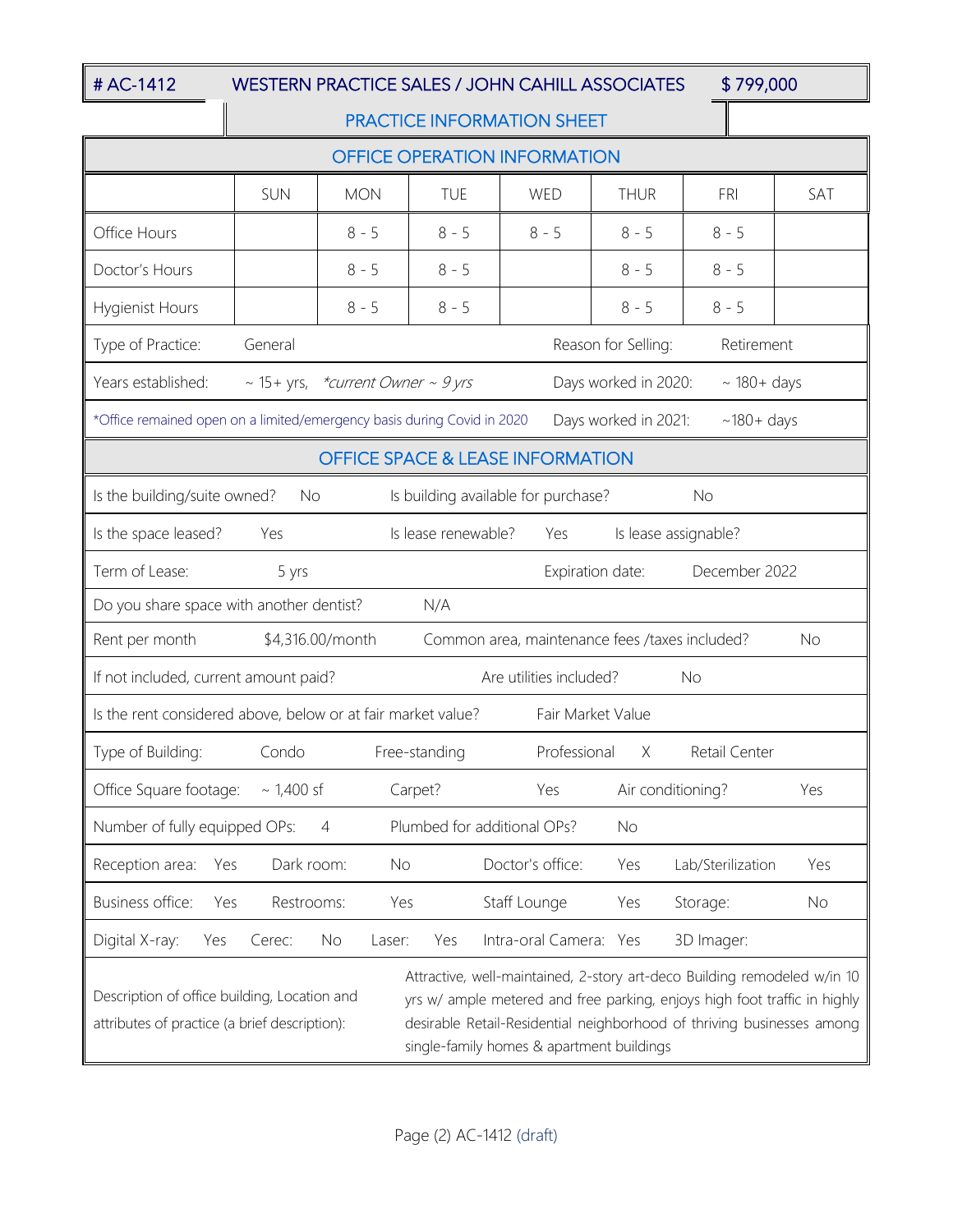# AC-1412 WESTERN PRACTICE SALES / JOHN CAHILL ASSOCIATES $ 799,000

## PRACTICE INFORMATION SHEET

### OFFICE OPERATION INFORMATION

| | SUN | MON | TUE | WED | THUR | FRI | SAT |
|---|---|---|---|---|---|---|---|
| Office Hours | | 8 - 5 | 8 - 5 | 8 - 5 | 8 - 5 | 8 - 5 | |
| Doctor's Hours | | 8 - 5 | 8 - 5 | | 8 - 5 | 8 - 5 | |
| Hygienist Hours | | 8 - 5 | 8 - 5 | | 8 - 5 | 8 - 5 | |

| | | | |
|---|---|---|---|
| Type of Practice: | General | Reason for Selling: | Retirement |
| Years established: | ~ 15+ yrs, *current Owner ~ 9 yrs* | Days worked in 2020: | ~ 180+ days |
| *Office remained open on a limited/emergency basis during Covid in 2020 | | Days worked in 2021: | ~180+ days |

### OFFICE SPACE & LEASE INFORMATION

| | | | | | |
|---|---|---|---|---|---|
| Is the building/suite owned? | No | Is building available for purchase? | No | | |
| Is the space leased? | Yes | Is lease renewable? | Yes | Is lease assignable? | |
| Term of Lease: | 5 yrs | Expiration date: | December 2022 | | |
| Do you share space with another dentist? | N/A | | | | |
| Rent per month | $4,316.00/month | Common area, maintenance fees /taxes included? | No | | |
| If not included, current amount paid? | | Are utilities included? | No | | |
| Is the rent considered above, below or at fair market value? | Fair Market Value | | | | |

| | | | | |
|---|---|---|---|---|
| Type of Building: | Condo | Free-standing | Professional X | Retail Center |

| | | | | | | | |
|---|---|---|---|---|---|---|---|
| Office Square footage: | ~ 1,400 sf | Carpet? | Yes | Air conditioning? | Yes | | |
| Number of fully equipped OPs: | 4 | Plumbed for additional OPs? | No | | | | |
| Reception area: | Yes | Dark room: | No | Doctor's office: | Yes | Lab/Sterilization | Yes |
| Business office: | Yes | Restrooms: | Yes | Staff Lounge | Yes | Storage: | No |

| | | | | | | | | | |
|---|---|---|---|---|---|---|---|---|---|
| Digital X-ray: | Yes | Cerec: | No | Laser: | Yes | Intra-oral Camera: | Yes | 3D Imager: | |

| | |
|---|---|
| Description of office building, Location and attributes of practice (a brief description): | Attractive, well-maintained, 2-story art-deco Building remodeled w/in 10 yrs w/ ample metered and free parking, enjoys high foot traffic in highly desirable Retail-Residential neighborhood of thriving businesses among single-family homes & apartment buildings |

Page (2) AC-1412 (draft)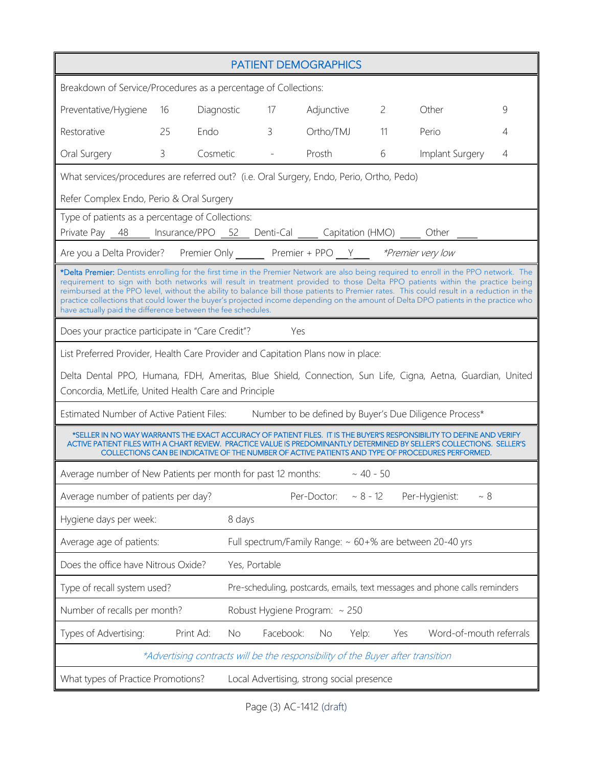## PATIENT DEMOGRAPHICS

Breakdown of Service/Procedures as a percentage of Collections:

| | | | | | | | |
|---|---|---|---|---|---|---|---|
| Preventative/Hygiene | 16 | Diagnostic | 17 | Adjunctive | 2 | Other | 9 |
| Restorative | 25 | Endo | 3 | Ortho/TMJ | 11 | Perio | 4 |
| Oral Surgery | 3 | Cosmetic | - | Prosth | 6 | Implant Surgery | 4 |

What services/procedures are referred out? (i.e. Oral Surgery, Endo, Perio, Ortho, Pedo)

Refer Complex Endo, Perio & Oral Surgery

Type of patients as a percentage of Collections:
Private Pay 48 Insurance/PPO 52 Denti-Cal ____ Capitation (HMO) ____ Other ____

Are you a Delta Provider? Premier Only ______ Premier + PPO Y *\*Premier very low*

**\*Delta Premier:** Dentists enrolling for the first time in the Premier Network are also being required to enroll in the PPO network. The requirement to sign with both networks will result in treatment provided to those Delta PPO patients within the practice being reimbursed at the PPO level, without the ability to balance bill those patients to Premier rates. This could result in a reduction in the practice collections that could lower the buyer's projected income depending on the amount of Delta DPO patients in the practice who have actually paid the difference between the fee schedules.

Does your practice participate in "Care Credit"? Yes

List Preferred Provider, Health Care Provider and Capitation Plans now in place:

Delta Dental PPO, Humana, FDH, Ameritas, Blue Shield, Connection, Sun Life, Cigna, Aetna, Guardian, United Concordia, MetLife, United Health Care and Principle

Estimated Number of Active Patient Files: Number to be defined by Buyer's Due Diligence Process*

\*SELLER IN NO WAY WARRANTS THE EXACT ACCURACY OF PATIENT FILES. IT IS THE BUYER'S RESPONSIBILITY TO DEFINE AND VERIFY ACTIVE PATIENT FILES WITH A CHART REVIEW. PRACTICE VALUE IS PREDOMINANTLY DETERMINED BY SELLER'S COLLECTIONS. SELLER'S COLLECTIONS CAN BE INDICATIVE OF THE NUMBER OF ACTIVE PATIENTS AND TYPE OF PROCEDURES PERFORMED.

Average number of New Patients per month for past 12 months: ~ 40 - 50

Average number of patients per day? Per-Doctor: ~ 8 - 12 Per-Hygienist: ~ 8

Hygiene days per week: 8 days

Average age of patients: Full spectrum/Family Range: ~ 60+% are between 20-40 yrs

Does the office have Nitrous Oxide? Yes, Portable

Type of recall system used? Pre-scheduling, postcards, emails, text messages and phone calls reminders

Number of recalls per month? Robust Hygiene Program: ~ 250

Types of Advertising: Print Ad: No Facebook: No Yelp: Yes Word-of-mouth referrals

*\*Advertising contracts will be the responsibility of the Buyer after transition*

What types of Practice Promotions? Local Advertising, strong social presence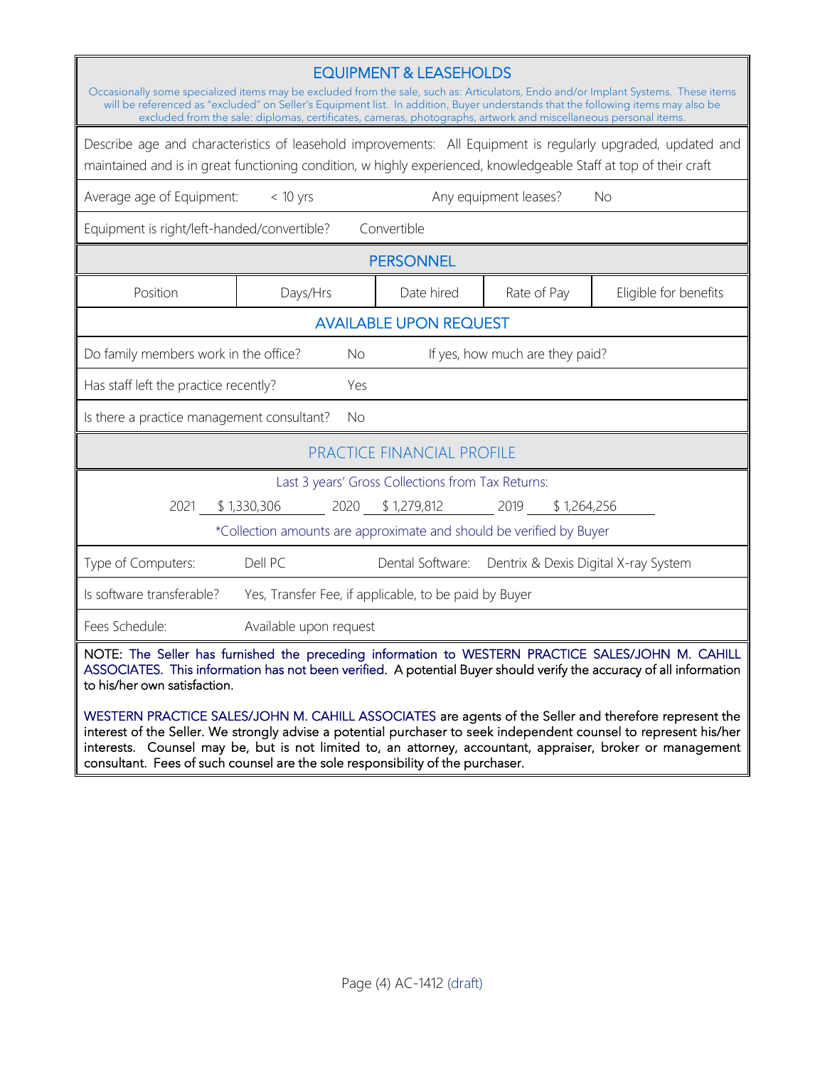## EQUIPMENT & LEASEHOLDS

Occasionally some specialized items may be excluded from the sale, such as: Articulators, Endo and/or Implant Systems. These items will be referenced as "excluded" on Seller's Equipment list. In addition, Buyer understands that the following items may also be excluded from the sale: diplomas, certificates, cameras, photographs, artwork and miscellaneous personal items.

Describe age and characteristics of leasehold improvements: All Equipment is regularly upgraded, updated and maintained and is in great functioning condition, w highly experienced, knowledgeable Staff at top of their craft

Average age of Equipment: < 10 yrs     Any equipment leases? No

Equipment is right/left-handed/convertible? Convertible

## PERSONNEL

| Position | Days/Hrs | Date hired | Rate of Pay | Eligible for benefits |
|---|---|---|---|---|
| AVAILABLE UPON REQUEST | | | | |

Do family members work in the office? No     If yes, how much are they paid?

Has staff left the practice recently? Yes

Is there a practice management consultant? No

## PRACTICE FINANCIAL PROFILE

Last 3 years' Gross Collections from Tax Returns:

2021 $ 1,330,306     2020 $ 1,279,812     2019 $ 1,264,256

*Collection amounts are approximate and should be verified by Buyer

Type of Computers: Dell PC     Dental Software: Dentrix & Dexis Digital X-ray System

Is software transferable? Yes, Transfer Fee, if applicable, to be paid by Buyer

Fees Schedule: Available upon request

NOTE: The Seller has furnished the preceding information to WESTERN PRACTICE SALES/JOHN M. CAHILL ASSOCIATES. This information has not been verified. A potential Buyer should verify the accuracy of all information to his/her own satisfaction.

WESTERN PRACTICE SALES/JOHN M. CAHILL ASSOCIATES are agents of the Seller and therefore represent the interest of the Seller. We strongly advise a potential purchaser to seek independent counsel to represent his/her interests. Counsel may be, but is not limited to, an attorney, accountant, appraiser, broker or management consultant. Fees of such counsel are the sole responsibility of the purchaser.